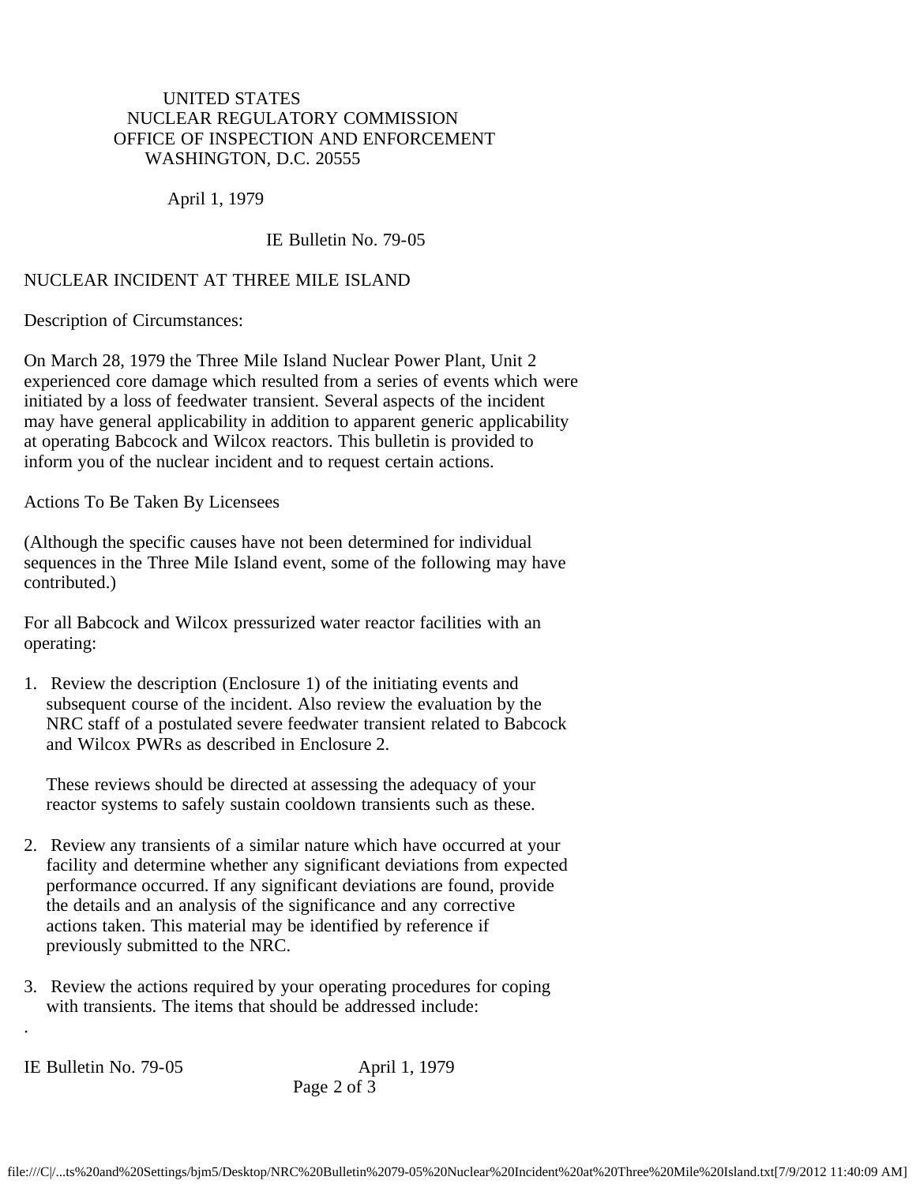UNITED STATES
NUCLEAR REGULATORY COMMISSION
OFFICE OF INSPECTION AND ENFORCEMENT
WASHINGTON, D.C. 20555

April 1, 1979

IE Bulletin No. 79-05

# NUCLEAR INCIDENT AT THREE MILE ISLAND

Description of Circumstances:

On March 28, 1979 the Three Mile Island Nuclear Power Plant, Unit 2 experienced core damage which resulted from a series of events which were initiated by a loss of feedwater transient. Several aspects of the incident may have general applicability in addition to apparent generic applicability at operating Babcock and Wilcox reactors. This bulletin is provided to inform you of the nuclear incident and to request certain actions.

Actions To Be Taken By Licensees

(Although the specific causes have not been determined for individual sequences in the Three Mile Island event, some of the following may have contributed.)

For all Babcock and Wilcox pressurized water reactor facilities with an operating:

1. Review the description (Enclosure 1) of the initiating events and subsequent course of the incident. Also review the evaluation by the NRC staff of a postulated severe feedwater transient related to Babcock and Wilcox PWRs as described in Enclosure 2.

   These reviews should be directed at assessing the adequacy of your reactor systems to safely sustain cooldown transients such as these.

2. Review any transients of a similar nature which have occurred at your facility and determine whether any significant deviations from expected performance occurred. If any significant deviations are found, provide the details and an analysis of the significance and any corrective actions taken. This material may be identified by reference if previously submitted to the NRC.

3. Review the actions required by your operating procedures for coping with transients. The items that should be addressed include: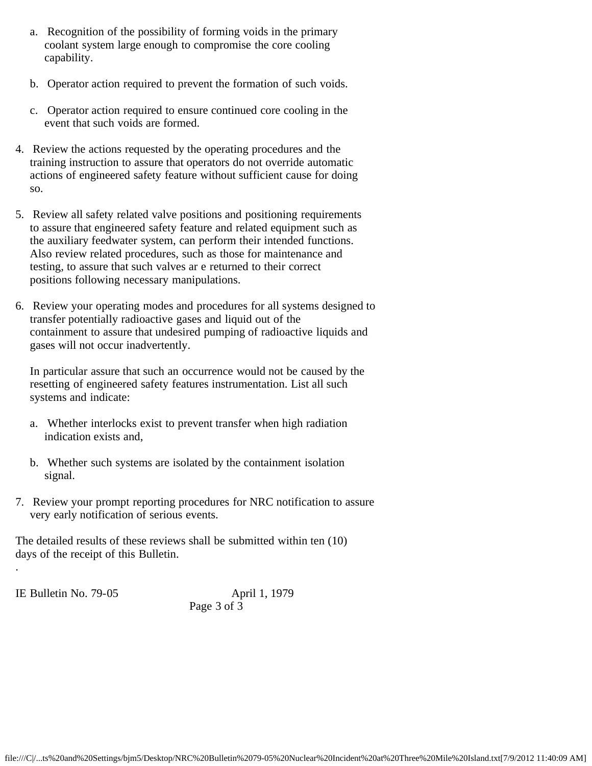a. Recognition of the possibility of forming voids in the primary coolant system large enough to compromise the core cooling capability.

b. Operator action required to prevent the formation of such voids.

c. Operator action required to ensure continued core cooling in the event that such voids are formed.

4. Review the actions requested by the operating procedures and the training instruction to assure that operators do not override automatic actions of engineered safety feature without sufficient cause for doing so.

5. Review all safety related valve positions and positioning requirements to assure that engineered safety feature and related equipment such as the auxiliary feedwater system, can perform their intended functions. Also review related procedures, such as those for maintenance and testing, to assure that such valves ar e returned to their correct positions following necessary manipulations.

6. Review your operating modes and procedures for all systems designed to transfer potentially radioactive gases and liquid out of the containment to assure that undesired pumping of radioactive liquids and gases will not occur inadvertently.

   In particular assure that such an occurrence would not be caused by the resetting of engineered safety features instrumentation. List all such systems and indicate:

   a. Whether interlocks exist to prevent transfer when high radiation indication exists and,

   b. Whether such systems are isolated by the containment isolation signal.

7. Review your prompt reporting procedures for NRC notification to assure very early notification of serious events.

The detailed results of these reviews shall be submitted within ten (10) days of the receipt of this Bulletin.

IE Bulletin No. 79-05 April 1, 1979